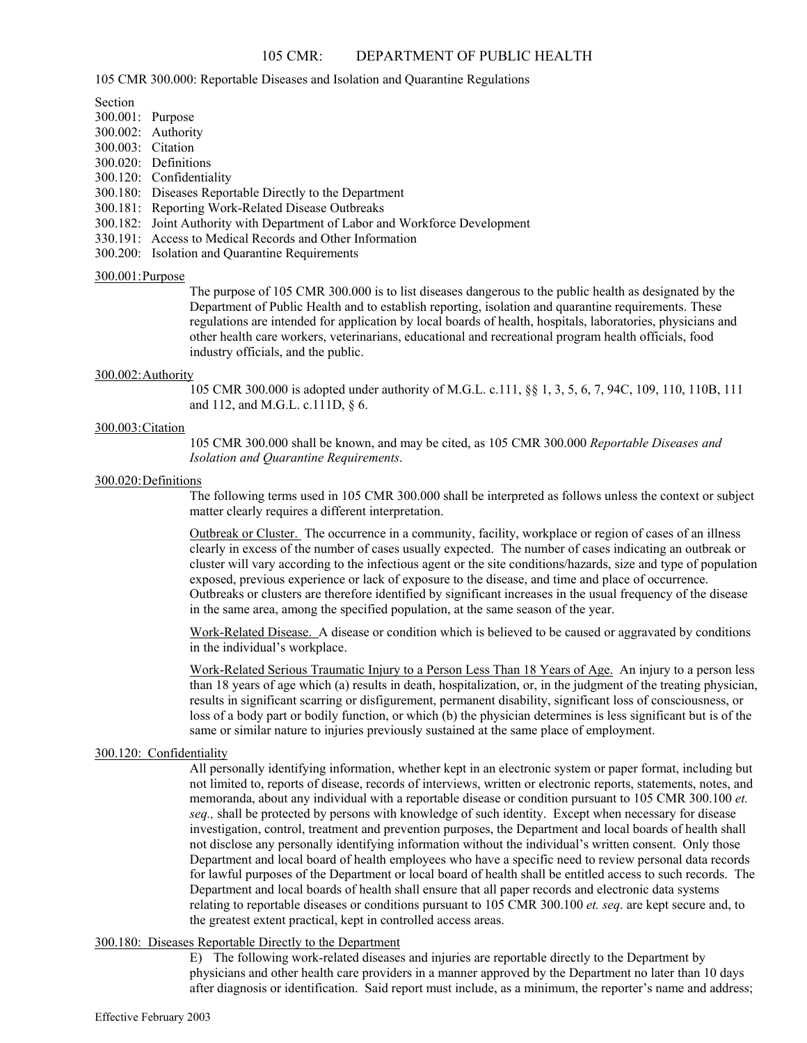# 105 CMR: DEPARTMENT OF PUBLIC HEALTH

105 CMR 300.000: Reportable Diseases and Isolation and Quarantine Regulations

Section

300.001: Purpose
300.002: Authority
300.003: Citation
300.020: Definitions
300.120: Confidentiality
300.180: Diseases Reportable Directly to the Department
300.181: Reporting Work-Related Disease Outbreaks
300.182: Joint Authority with Department of Labor and Workforce Development
330.191: Access to Medical Records and Other Information
300.200: Isolation and Quarantine Requirements

## 300.001: Purpose

The purpose of 105 CMR 300.000 is to list diseases dangerous to the public health as designated by the Department of Public Health and to establish reporting, isolation and quarantine requirements. These regulations are intended for application by local boards of health, hospitals, laboratories, physicians and other health care workers, veterinarians, educational and recreational program health officials, food industry officials, and the public.

## 300.002: Authority

105 CMR 300.000 is adopted under authority of M.G.L. c.111, §§ 1, 3, 5, 6, 7, 94C, 109, 110, 110B, 111 and 112, and M.G.L. c.111D, § 6.

## 300.003: Citation

105 CMR 300.000 shall be known, and may be cited, as 105 CMR 300.000 *Reportable Diseases and Isolation and Quarantine Requirements*.

## 300.020: Definitions

The following terms used in 105 CMR 300.000 shall be interpreted as follows unless the context or subject matter clearly requires a different interpretation.

Outbreak or Cluster. The occurrence in a community, facility, workplace or region of cases of an illness clearly in excess of the number of cases usually expected. The number of cases indicating an outbreak or cluster will vary according to the infectious agent or the site conditions/hazards, size and type of population exposed, previous experience or lack of exposure to the disease, and time and place of occurrence. Outbreaks or clusters are therefore identified by significant increases in the usual frequency of the disease in the same area, among the specified population, at the same season of the year.

Work-Related Disease. A disease or condition which is believed to be caused or aggravated by conditions in the individual's workplace.

Work-Related Serious Traumatic Injury to a Person Less Than 18 Years of Age. An injury to a person less than 18 years of age which (a) results in death, hospitalization, or, in the judgment of the treating physician, results in significant scarring or disfigurement, permanent disability, significant loss of consciousness, or loss of a body part or bodily function, or which (b) the physician determines is less significant but is of the same or similar nature to injuries previously sustained at the same place of employment.

## 300.120: Confidentiality

All personally identifying information, whether kept in an electronic system or paper format, including but not limited to, reports of disease, records of interviews, written or electronic reports, statements, notes, and memoranda, about any individual with a reportable disease or condition pursuant to 105 CMR 300.100 *et. seq.,* shall be protected by persons with knowledge of such identity. Except when necessary for disease investigation, control, treatment and prevention purposes, the Department and local boards of health shall not disclose any personally identifying information without the individual's written consent. Only those Department and local board of health employees who have a specific need to review personal data records for lawful purposes of the Department or local board of health shall be entitled access to such records. The Department and local boards of health shall ensure that all paper records and electronic data systems relating to reportable diseases or conditions pursuant to 105 CMR 300.100 *et. seq*. are kept secure and, to the greatest extent practical, kept in controlled access areas.

## 300.180: Diseases Reportable Directly to the Department

E) The following work-related diseases and injuries are reportable directly to the Department by physicians and other health care providers in a manner approved by the Department no later than 10 days after diagnosis or identification. Said report must include, as a minimum, the reporter's name and address;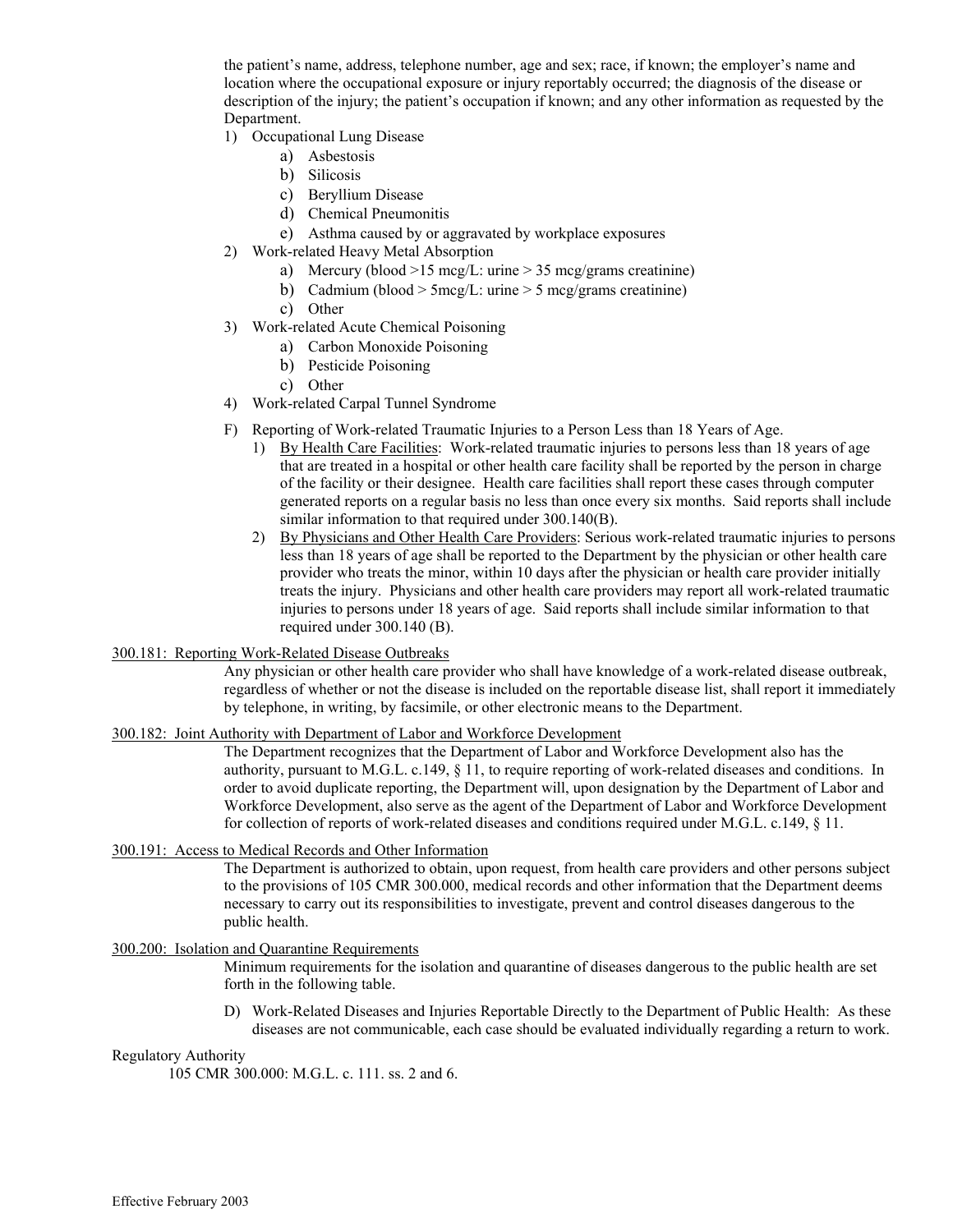the patient's name, address, telephone number, age and sex; race, if known; the employer's name and location where the occupational exposure or injury reportably occurred; the diagnosis of the disease or description of the injury; the patient's occupation if known; and any other information as requested by the Department.

1) Occupational Lung Disease
   a) Asbestosis
   b) Silicosis
   c) Beryllium Disease
   d) Chemical Pneumonitis
   e) Asthma caused by or aggravated by workplace exposures
2) Work-related Heavy Metal Absorption
   a) Mercury (blood >15 mcg/L: urine > 35 mcg/grams creatinine)
   b) Cadmium (blood > 5mcg/L: urine > 5 mcg/grams creatinine)
   c) Other
3) Work-related Acute Chemical Poisoning
   a) Carbon Monoxide Poisoning
   b) Pesticide Poisoning
   c) Other
4) Work-related Carpal Tunnel Syndrome

F) Reporting of Work-related Traumatic Injuries to a Person Less than 18 Years of Age.
   1) By Health Care Facilities: Work-related traumatic injuries to persons less than 18 years of age that are treated in a hospital or other health care facility shall be reported by the person in charge of the facility or their designee. Health care facilities shall report these cases through computer generated reports on a regular basis no less than once every six months. Said reports shall include similar information to that required under 300.140(B).
   2) By Physicians and Other Health Care Providers: Serious work-related traumatic injuries to persons less than 18 years of age shall be reported to the Department by the physician or other health care provider who treats the minor, within 10 days after the physician or health care provider initially treats the injury. Physicians and other health care providers may report all work-related traumatic injuries to persons under 18 years of age. Said reports shall include similar information to that required under 300.140 (B).

300.181: Reporting Work-Related Disease Outbreaks

Any physician or other health care provider who shall have knowledge of a work-related disease outbreak, regardless of whether or not the disease is included on the reportable disease list, shall report it immediately by telephone, in writing, by facsimile, or other electronic means to the Department.

300.182: Joint Authority with Department of Labor and Workforce Development

The Department recognizes that the Department of Labor and Workforce Development also has the authority, pursuant to M.G.L. c.149, § 11, to require reporting of work-related diseases and conditions. In order to avoid duplicate reporting, the Department will, upon designation by the Department of Labor and Workforce Development, also serve as the agent of the Department of Labor and Workforce Development for collection of reports of work-related diseases and conditions required under M.G.L. c.149, § 11.

300.191: Access to Medical Records and Other Information

The Department is authorized to obtain, upon request, from health care providers and other persons subject to the provisions of 105 CMR 300.000, medical records and other information that the Department deems necessary to carry out its responsibilities to investigate, prevent and control diseases dangerous to the public health.

300.200: Isolation and Quarantine Requirements

Minimum requirements for the isolation and quarantine of diseases dangerous to the public health are set forth in the following table.

D) Work-Related Diseases and Injuries Reportable Directly to the Department of Public Health: As these diseases are not communicable, each case should be evaluated individually regarding a return to work.

Regulatory Authority

105 CMR 300.000: M.G.L. c. 111. ss. 2 and 6.

Effective February 2003